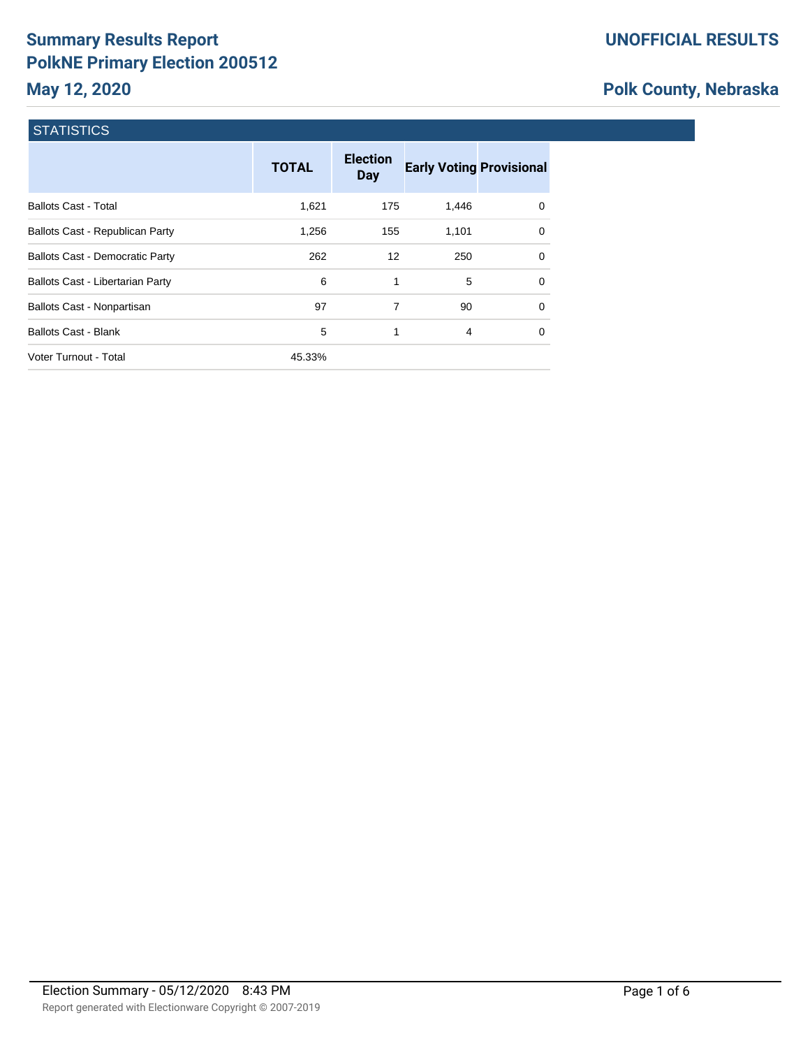# Summary Results Report
# PolkNE Primary Election 200512
## May 12, 2020

**UNOFFICIAL RESULTS**

**Polk County, Nebraska**

### STATISTICS

| | TOTAL | Election Day | Early Voting | Provisional |
|---|---|---|---|---|
| Ballots Cast - Total | 1,621 | 175 | 1,446 | 0 |
| Ballots Cast - Republican Party | 1,256 | 155 | 1,101 | 0 |
| Ballots Cast - Democratic Party | 262 | 12 | 250 | 0 |
| Ballots Cast - Libertarian Party | 6 | 1 | 5 | 0 |
| Ballots Cast - Nonpartisan | 97 | 7 | 90 | 0 |
| Ballots Cast - Blank | 5 | 1 | 4 | 0 |
| Voter Turnout - Total | 45.33% | | | |

Election Summary - 05/12/2020 8:43 PM

Report generated with Electionware Copyright © 2007-2019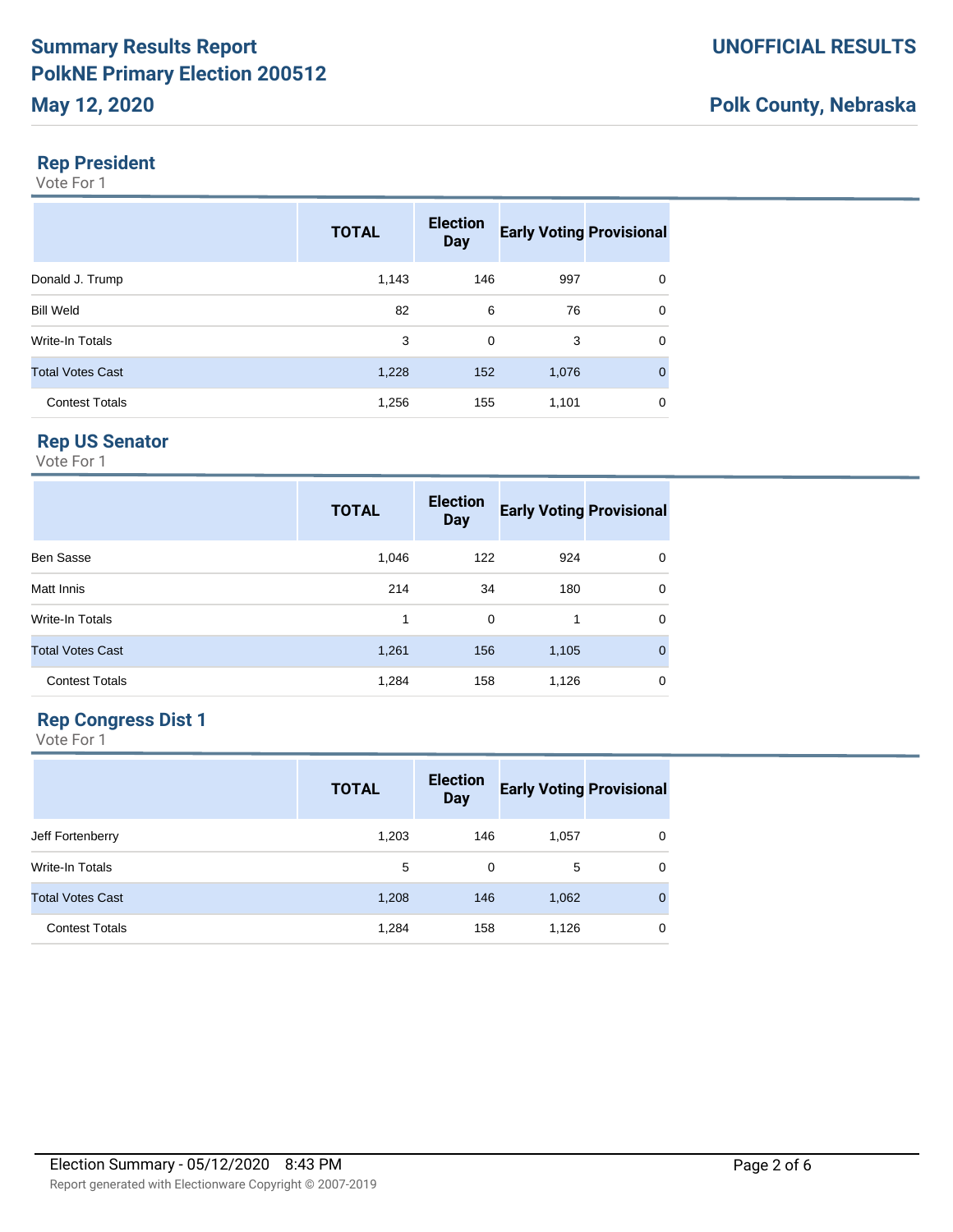# Summary Results Report
# PolkNE Primary Election 200512
# May 12, 2020

**UNOFFICIAL RESULTS**

**Polk County, Nebraska**

## Rep President

Vote For 1

| | TOTAL | Election Day | Early Voting | Provisional |
|---|---|---|---|---|
| Donald J. Trump | 1,143 | 146 | 997 | 0 |
| Bill Weld | 82 | 6 | 76 | 0 |
| Write-In Totals | 3 | 0 | 3 | 0 |
| Total Votes Cast | 1,228 | 152 | 1,076 | 0 |
| Contest Totals | 1,256 | 155 | 1,101 | 0 |

## Rep US Senator

Vote For 1

| | TOTAL | Election Day | Early Voting | Provisional |
|---|---|---|---|---|
| Ben Sasse | 1,046 | 122 | 924 | 0 |
| Matt Innis | 214 | 34 | 180 | 0 |
| Write-In Totals | 1 | 0 | 1 | 0 |
| Total Votes Cast | 1,261 | 156 | 1,105 | 0 |
| Contest Totals | 1,284 | 158 | 1,126 | 0 |

## Rep Congress Dist 1

Vote For 1

| | TOTAL | Election Day | Early Voting | Provisional |
|---|---|---|---|---|
| Jeff Fortenberry | 1,203 | 146 | 1,057 | 0 |
| Write-In Totals | 5 | 0 | 5 | 0 |
| Total Votes Cast | 1,208 | 146 | 1,062 | 0 |
| Contest Totals | 1,284 | 158 | 1,126 | 0 |

Election Summary - 05/12/2020 8:43 PM

Report generated with Electionware Copyright © 2007-2019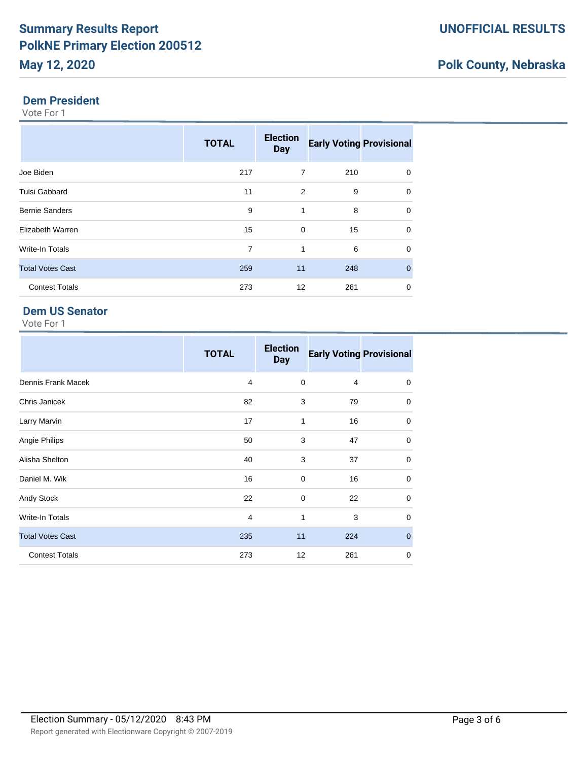## Dem President

Vote For 1

| | TOTAL | Election Day | Early Voting | Provisional |
|---|---|---|---|---|
| Joe Biden | 217 | 7 | 210 | 0 |
| Tulsi Gabbard | 11 | 2 | 9 | 0 |
| Bernie Sanders | 9 | 1 | 8 | 0 |
| Elizabeth Warren | 15 | 0 | 15 | 0 |
| Write-In Totals | 7 | 1 | 6 | 0 |
| Total Votes Cast | 259 | 11 | 248 | 0 |
| Contest Totals | 273 | 12 | 261 | 0 |

## Dem US Senator

Vote For 1

| | TOTAL | Election Day | Early Voting | Provisional |
|---|---|---|---|---|
| Dennis Frank Macek | 4 | 0 | 4 | 0 |
| Chris Janicek | 82 | 3 | 79 | 0 |
| Larry Marvin | 17 | 1 | 16 | 0 |
| Angie Philips | 50 | 3 | 47 | 0 |
| Alisha Shelton | 40 | 3 | 37 | 0 |
| Daniel M. Wik | 16 | 0 | 16 | 0 |
| Andy Stock | 22 | 0 | 22 | 0 |
| Write-In Totals | 4 | 1 | 3 | 0 |
| Total Votes Cast | 235 | 11 | 224 | 0 |
| Contest Totals | 273 | 12 | 261 | 0 |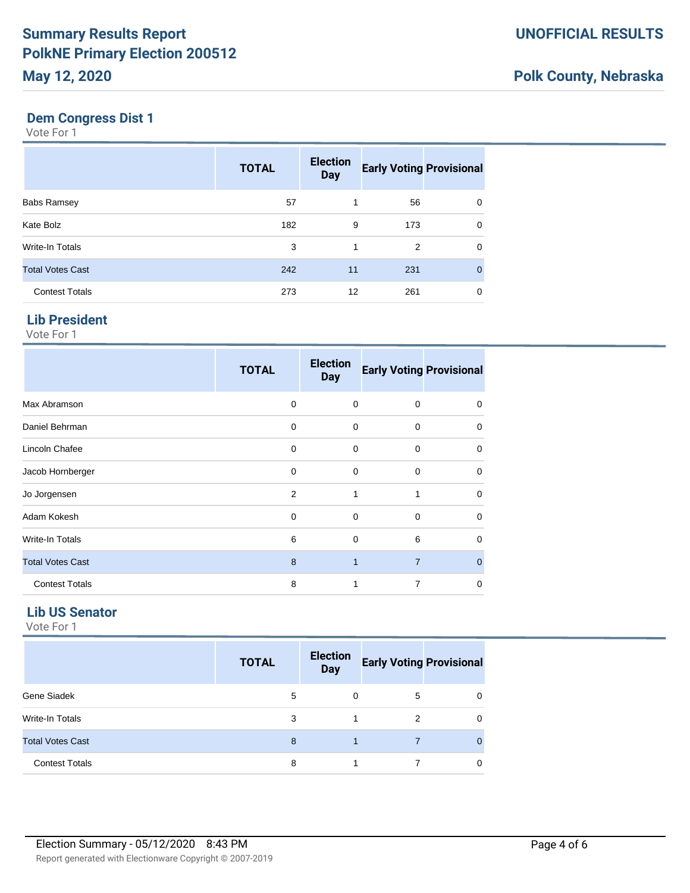# Summary Results Report
# PolkNE Primary Election 200512
# May 12, 2020

**UNOFFICIAL RESULTS**

**Polk County, Nebraska**

## Dem Congress Dist 1

Vote For 1

| | TOTAL | Election Day | Early Voting | Provisional |
|---|---|---|---|---|
| Babs Ramsey | 57 | 1 | 56 | 0 |
| Kate Bolz | 182 | 9 | 173 | 0 |
| Write-In Totals | 3 | 1 | 2 | 0 |
| Total Votes Cast | 242 | 11 | 231 | 0 |
| Contest Totals | 273 | 12 | 261 | 0 |

## Lib President

Vote For 1

| | TOTAL | Election Day | Early Voting | Provisional |
|---|---|---|---|---|
| Max Abramson | 0 | 0 | 0 | 0 |
| Daniel Behrman | 0 | 0 | 0 | 0 |
| Lincoln Chafee | 0 | 0 | 0 | 0 |
| Jacob Hornberger | 0 | 0 | 0 | 0 |
| Jo Jorgensen | 2 | 1 | 1 | 0 |
| Adam Kokesh | 0 | 0 | 0 | 0 |
| Write-In Totals | 6 | 0 | 6 | 0 |
| Total Votes Cast | 8 | 1 | 7 | 0 |
| Contest Totals | 8 | 1 | 7 | 0 |

## Lib US Senator

Vote For 1

| | TOTAL | Election Day | Early Voting | Provisional |
|---|---|---|---|---|
| Gene Siadek | 5 | 0 | 5 | 0 |
| Write-In Totals | 3 | 1 | 2 | 0 |
| Total Votes Cast | 8 | 1 | 7 | 0 |
| Contest Totals | 8 | 1 | 7 | 0 |

Election Summary - 05/12/2020 8:43 PM

Report generated with Electionware Copyright © 2007-2019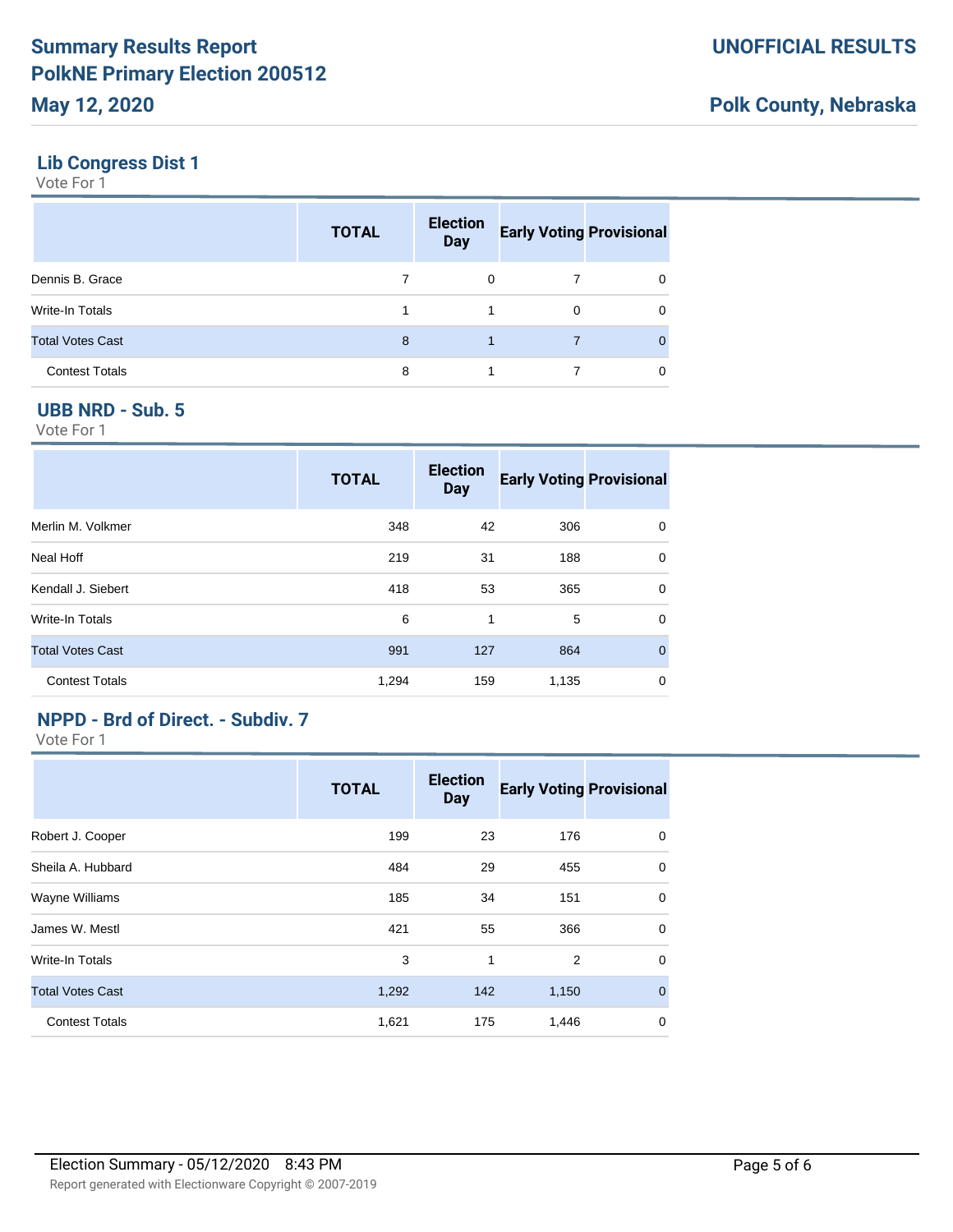# Summary Results Report
# PolkNE Primary Election 200512
# May 12, 2020

**UNOFFICIAL RESULTS**

**Polk County, Nebraska**

## Lib Congress Dist 1

Vote For 1

| | TOTAL | Election Day | Early Voting | Provisional |
|---|---|---|---|---|
| Dennis B. Grace | 7 | 0 | 7 | 0 |
| Write-In Totals | 1 | 1 | 0 | 0 |
| Total Votes Cast | 8 | 1 | 7 | 0 |
| Contest Totals | 8 | 1 | 7 | 0 |

## UBB NRD - Sub. 5

Vote For 1

| | TOTAL | Election Day | Early Voting | Provisional |
|---|---|---|---|---|
| Merlin M. Volkmer | 348 | 42 | 306 | 0 |
| Neal Hoff | 219 | 31 | 188 | 0 |
| Kendall J. Siebert | 418 | 53 | 365 | 0 |
| Write-In Totals | 6 | 1 | 5 | 0 |
| Total Votes Cast | 991 | 127 | 864 | 0 |
| Contest Totals | 1,294 | 159 | 1,135 | 0 |

## NPPD - Brd of Direct. - Subdiv. 7

Vote For 1

| | TOTAL | Election Day | Early Voting | Provisional |
|---|---|---|---|---|
| Robert J. Cooper | 199 | 23 | 176 | 0 |
| Sheila A. Hubbard | 484 | 29 | 455 | 0 |
| Wayne Williams | 185 | 34 | 151 | 0 |
| James W. Mestl | 421 | 55 | 366 | 0 |
| Write-In Totals | 3 | 1 | 2 | 0 |
| Total Votes Cast | 1,292 | 142 | 1,150 | 0 |
| Contest Totals | 1,621 | 175 | 1,446 | 0 |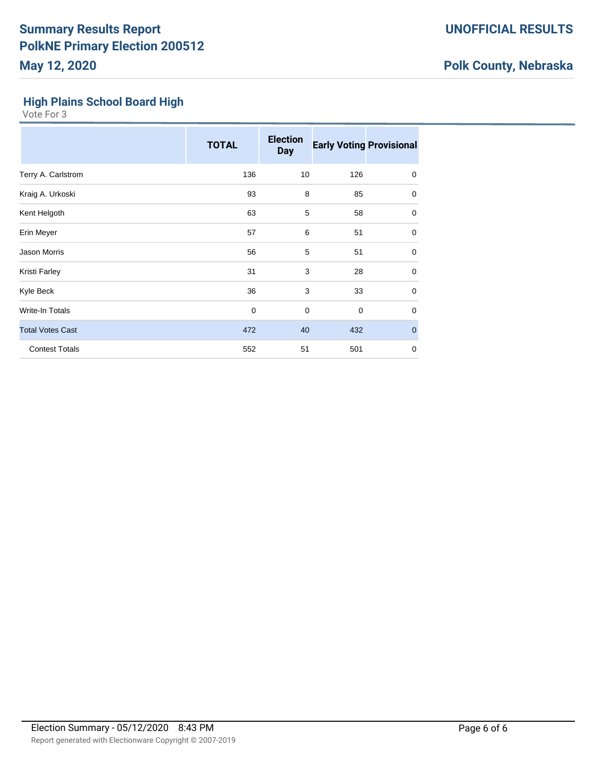## High Plains School Board High

Vote For 3

| | TOTAL | Election Day | Early Voting | Provisional |
|---|---|---|---|---|
| Terry A. Carlstrom | 136 | 10 | 126 | 0 |
| Kraig A. Urkoski | 93 | 8 | 85 | 0 |
| Kent Helgoth | 63 | 5 | 58 | 0 |
| Erin Meyer | 57 | 6 | 51 | 0 |
| Jason Morris | 56 | 5 | 51 | 0 |
| Kristi Farley | 31 | 3 | 28 | 0 |
| Kyle Beck | 36 | 3 | 33 | 0 |
| Write-In Totals | 0 | 0 | 0 | 0 |
| Total Votes Cast | 472 | 40 | 432 | 0 |
| Contest Totals | 552 | 51 | 501 | 0 |